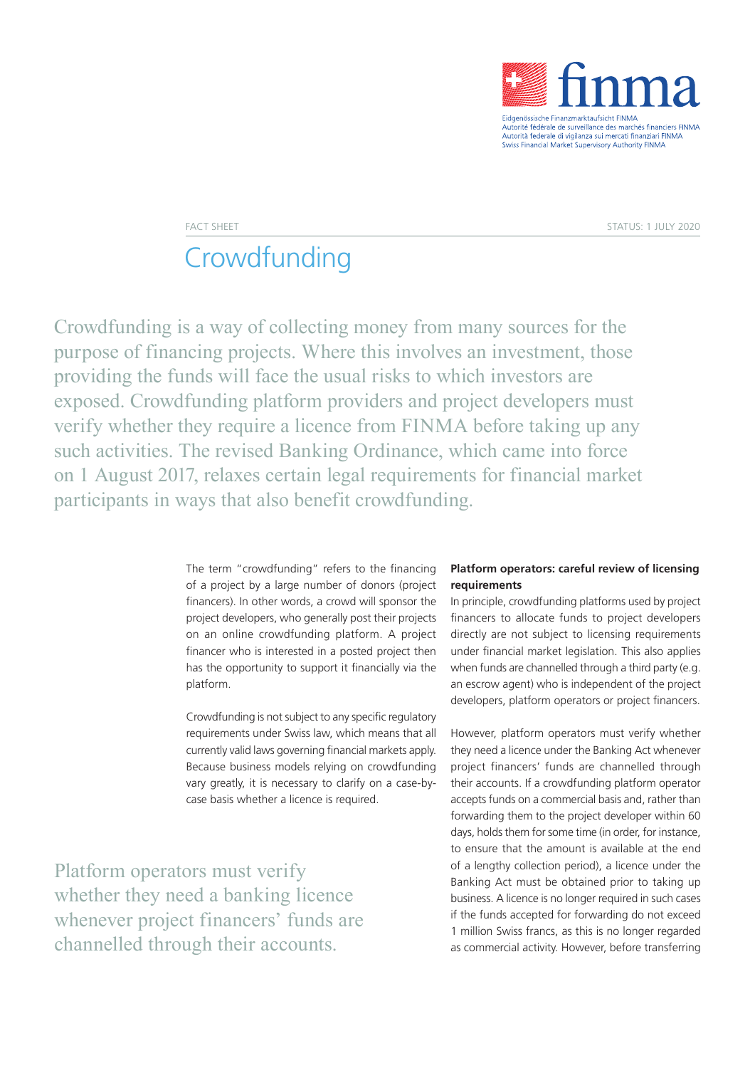Eidgenössische Finanzmarktaufsicht FINMA
Autorité fédérale de surveillance des marchés financiers FINMA
Autorità federale di vigilanza sui mercati finanziari FINMA
Swiss Financial Market Supervisory Authority FINMA

FACT SHEET

STATUS: 1 JULY 2020

# Crowdfunding

Crowdfunding is a way of collecting money from many sources for the purpose of financing projects. Where this involves an investment, those providing the funds will face the usual risks to which investors are exposed. Crowdfunding platform providers and project developers must verify whether they require a licence from FINMA before taking up any such activities. The revised Banking Ordinance, which came into force on 1 August 2017, relaxes certain legal requirements for financial market participants in ways that also benefit crowdfunding.

The term "crowdfunding" refers to the financing of a project by a large number of donors (project financers). In other words, a crowd will sponsor the project developers, who generally post their projects on an online crowdfunding platform. A project financer who is interested in a posted project then has the opportunity to support it financially via the platform.

Crowdfunding is not subject to any specific regulatory requirements under Swiss law, which means that all currently valid laws governing financial markets apply. Because business models relying on crowdfunding vary greatly, it is necessary to clarify on a case-by-case basis whether a licence is required.

Platform operators must verify whether they need a banking licence whenever project financers' funds are channelled through their accounts.

**Platform operators: careful review of licensing requirements**

In principle, crowdfunding platforms used by project financers to allocate funds to project developers directly are not subject to licensing requirements under financial market legislation. This also applies when funds are channelled through a third party (e.g. an escrow agent) who is independent of the project developers, platform operators or project financers.

However, platform operators must verify whether they need a licence under the Banking Act whenever project financers' funds are channelled through their accounts. If a crowdfunding platform operator accepts funds on a commercial basis and, rather than forwarding them to the project developer within 60 days, holds them for some time (in order, for instance, to ensure that the amount is available at the end of a lengthy collection period), a licence under the Banking Act must be obtained prior to taking up business. A licence is no longer required in such cases if the funds accepted for forwarding do not exceed 1 million Swiss francs, as this is no longer regarded as commercial activity. However, before transferring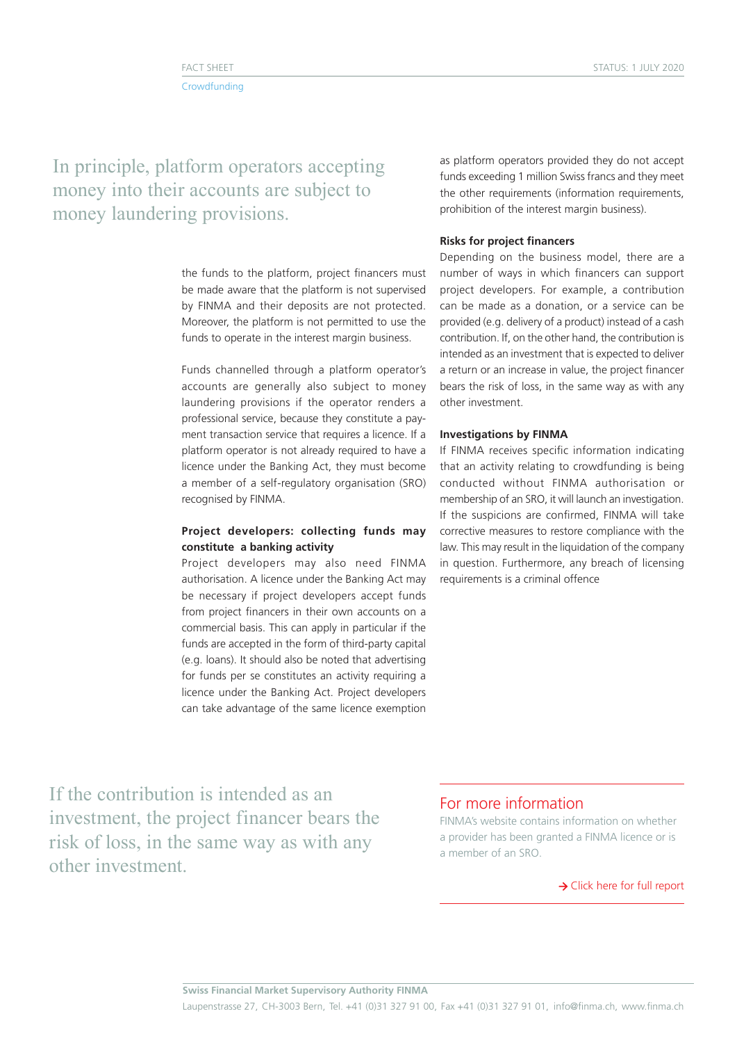In principle, platform operators accepting money into their accounts are subject to money laundering provisions.

the funds to the platform, project financers must be made aware that the platform is not supervised by FINMA and their deposits are not protected. Moreover, the platform is not permitted to use the funds to operate in the interest margin business.

Funds channelled through a platform operator's accounts are generally also subject to money laundering provisions if the operator renders a professional service, because they constitute a payment transaction service that requires a licence. If a platform operator is not already required to have a licence under the Banking Act, they must become a member of a self-regulatory organisation (SRO) recognised by FINMA.

**Project developers: collecting funds may constitute a banking activity**

Project developers may also need FINMA authorisation. A licence under the Banking Act may be necessary if project developers accept funds from project financers in their own accounts on a commercial basis. This can apply in particular if the funds are accepted in the form of third-party capital (e.g. loans). It should also be noted that advertising for funds per se constitutes an activity requiring a licence under the Banking Act. Project developers can take advantage of the same licence exemption as platform operators provided they do not accept funds exceeding 1 million Swiss francs and they meet the other requirements (information requirements, prohibition of the interest margin business).

**Risks for project financers**

Depending on the business model, there are a number of ways in which financers can support project developers. For example, a contribution can be made as a donation, or a service can be provided (e.g. delivery of a product) instead of a cash contribution. If, on the other hand, the contribution is intended as an investment that is expected to deliver a return or an increase in value, the project financer bears the risk of loss, in the same way as with any other investment.

**Investigations by FINMA**

If FINMA receives specific information indicating that an activity relating to crowdfunding is being conducted without FINMA authorisation or membership of an SRO, it will launch an investigation. If the suspicions are confirmed, FINMA will take corrective measures to restore compliance with the law. This may result in the liquidation of the company in question. Furthermore, any breach of licensing requirements is a criminal offence

If the contribution is intended as an investment, the project financer bears the risk of loss, in the same way as with any other investment.

## For more information

FINMA's website contains information on whether a provider has been granted a FINMA licence or is a member of an SRO.

→ Click here for full report

**Swiss Financial Market Supervisory Authority FINMA**
Laupenstrasse 27, CH-3003 Bern, Tel. +41 (0)31 327 91 00, Fax +41 (0)31 327 91 01, info@finma.ch, www.finma.ch